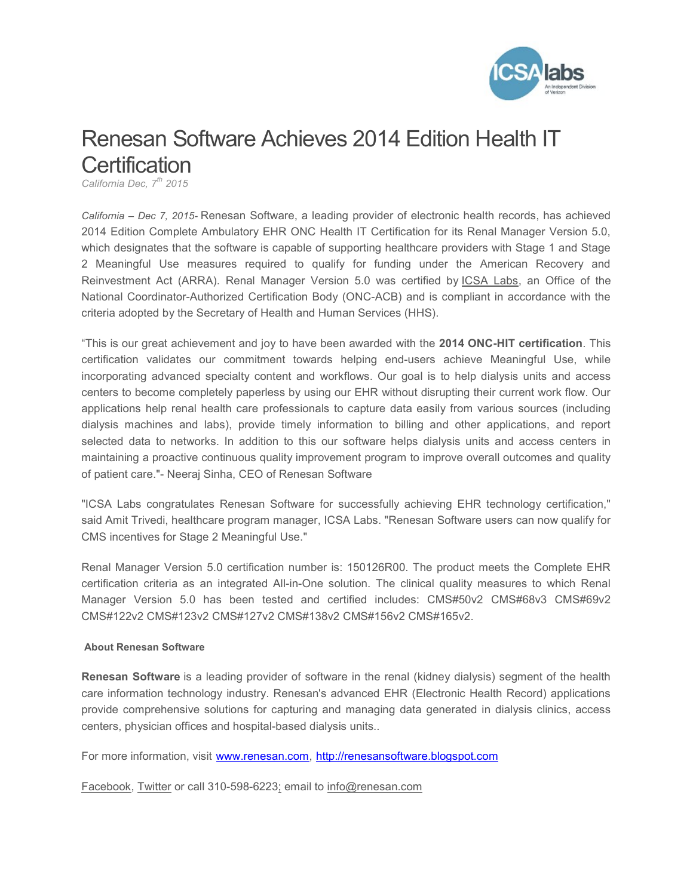# Renesan Software Achieves 2014 Edition Health IT Certification

*California Dec, 7th 2015*

*California – Dec 7, 2015-* Renesan Software, a leading provider of electronic health records, has achieved 2014 Edition Complete Ambulatory EHR ONC Health IT Certification for its Renal Manager Version 5.0, which designates that the software is capable of supporting healthcare providers with Stage 1 and Stage 2 Meaningful Use measures required to qualify for funding under the American Recovery and Reinvestment Act (ARRA). Renal Manager Version 5.0 was certified by ICSA Labs, an Office of the National Coordinator-Authorized Certification Body (ONC-ACB) and is compliant in accordance with the criteria adopted by the Secretary of Health and Human Services (HHS).

"This is our great achievement and joy to have been awarded with the **2014 ONC-HIT certification**. This certification validates our commitment towards helping end-users achieve Meaningful Use, while incorporating advanced specialty content and workflows. Our goal is to help dialysis units and access centers to become completely paperless by using our EHR without disrupting their current work flow. Our applications help renal health care professionals to capture data easily from various sources (including dialysis machines and labs), provide timely information to billing and other applications, and report selected data to networks. In addition to this our software helps dialysis units and access centers in maintaining a proactive continuous quality improvement program to improve overall outcomes and quality of patient care."- Neeraj Sinha, CEO of Renesan Software

"ICSA Labs congratulates Renesan Software for successfully achieving EHR technology certification," said Amit Trivedi, healthcare program manager, ICSA Labs. "Renesan Software users can now qualify for CMS incentives for Stage 2 Meaningful Use."

Renal Manager Version 5.0 certification number is: 150126R00. The product meets the Complete EHR certification criteria as an integrated All-in-One solution. The clinical quality measures to which Renal Manager Version 5.0 has been tested and certified includes: CMS#50v2 CMS#68v3 CMS#69v2 CMS#122v2 CMS#123v2 CMS#127v2 CMS#138v2 CMS#156v2 CMS#165v2.

**About Renesan Software**

**Renesan Software** is a leading provider of software in the renal (kidney dialysis) segment of the health care information technology industry. Renesan's advanced EHR (Electronic Health Record) applications provide comprehensive solutions for capturing and managing data generated in dialysis clinics, access centers, physician offices and hospital-based dialysis units..

For more information, visit www.renesan.com, http://renesansoftware.blogspot.com

Facebook, Twitter or call 310-598-6223; email to info@renesan.com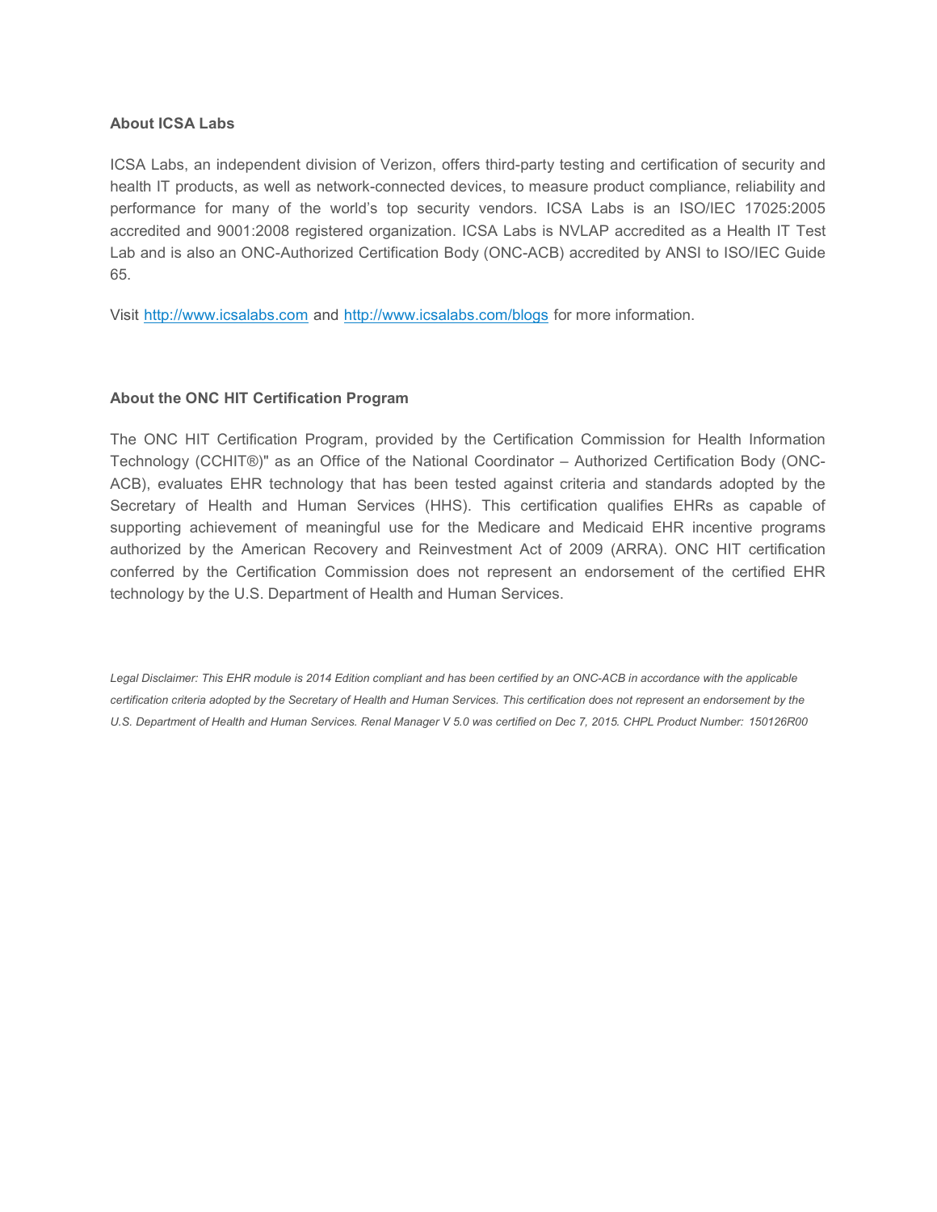**About ICSA Labs**

ICSA Labs, an independent division of Verizon, offers third-party testing and certification of security and health IT products, as well as network-connected devices, to measure product compliance, reliability and performance for many of the world's top security vendors. ICSA Labs is an ISO/IEC 17025:2005 accredited and 9001:2008 registered organization. ICSA Labs is NVLAP accredited as a Health IT Test Lab and is also an ONC-Authorized Certification Body (ONC-ACB) accredited by ANSI to ISO/IEC Guide 65.

Visit http://www.icsalabs.com and http://www.icsalabs.com/blogs for more information.

**About the ONC HIT Certification Program**

The ONC HIT Certification Program, provided by the Certification Commission for Health Information Technology (CCHIT®)" as an Office of the National Coordinator – Authorized Certification Body (ONC-ACB), evaluates EHR technology that has been tested against criteria and standards adopted by the Secretary of Health and Human Services (HHS). This certification qualifies EHRs as capable of supporting achievement of meaningful use for the Medicare and Medicaid EHR incentive programs authorized by the American Recovery and Reinvestment Act of 2009 (ARRA). ONC HIT certification conferred by the Certification Commission does not represent an endorsement of the certified EHR technology by the U.S. Department of Health and Human Services.

*Legal Disclaimer: This EHR module is 2014 Edition compliant and has been certified by an ONC-ACB in accordance with the applicable certification criteria adopted by the Secretary of Health and Human Services. This certification does not represent an endorsement by the U.S. Department of Health and Human Services. Renal Manager V 5.0 was certified on Dec 7, 2015. CHPL Product Number: 150126R00*